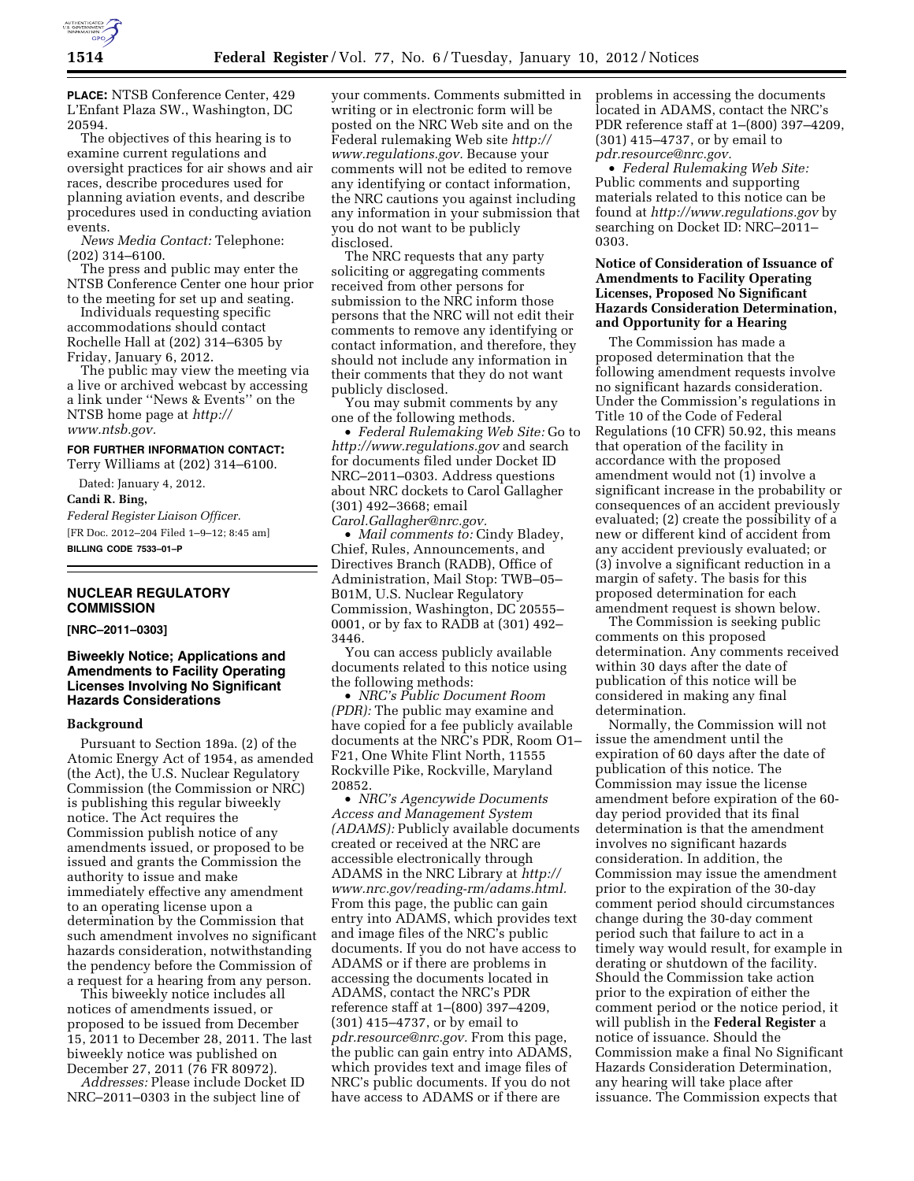**PLACE:** NTSB Conference Center, 429 L'Enfant Plaza SW., Washington, DC 20594.

The objectives of this hearing is to examine current regulations and oversight practices for air shows and air races, describe procedures used for planning aviation events, and describe procedures used in conducting aviation events.

*News Media Contact:* Telephone: (202) 314–6100.

The press and public may enter the NTSB Conference Center one hour prior to the meeting for set up and seating.

Individuals requesting specific accommodations should contact Rochelle Hall at (202) 314–6305 by Friday, January 6, 2012.

The public may view the meeting via a live or archived webcast by accessing a link under ''News & Events'' on the NTSB home page at *http://www.ntsb.gov.*

**FOR FURTHER INFORMATION CONTACT:** Terry Williams at (202) 314–6100.

Dated: January 4, 2012.

**Candi R. Bing,**

*Federal Register Liaison Officer.*

[FR Doc. 2012–204 Filed 1–9–12; 8:45 am]

**BILLING CODE 7533–01–P**

## NUCLEAR REGULATORY COMMISSION

**[NRC–2011–0303]**

### Biweekly Notice; Applications and Amendments to Facility Operating Licenses Involving No Significant Hazards Considerations

**Background**

Pursuant to Section 189a. (2) of the Atomic Energy Act of 1954, as amended (the Act), the U.S. Nuclear Regulatory Commission (the Commission or NRC) is publishing this regular biweekly notice. The Act requires the Commission publish notice of any amendments issued, or proposed to be issued and grants the Commission the authority to issue and make immediately effective any amendment to an operating license upon a determination by the Commission that such amendment involves no significant hazards consideration, notwithstanding the pendency before the Commission of a request for a hearing from any person.

This biweekly notice includes all notices of amendments issued, or proposed to be issued from December 15, 2011 to December 28, 2011. The last biweekly notice was published on December 27, 2011 (76 FR 80972).

*Addresses:* Please include Docket ID NRC–2011–0303 in the subject line of your comments. Comments submitted in writing or in electronic form will be posted on the NRC Web site and on the Federal rulemaking Web site *http://www.regulations.gov.* Because your comments will not be edited to remove any identifying or contact information, the NRC cautions you against including any information in your submission that you do not want to be publicly disclosed.

The NRC requests that any party soliciting or aggregating comments received from other persons for submission to the NRC inform those persons that the NRC will not edit their comments to remove any identifying or contact information, and therefore, they should not include any information in their comments that they do not want publicly disclosed.

You may submit comments by any one of the following methods.

- *Federal Rulemaking Web Site:* Go to *http://www.regulations.gov* and search for documents filed under Docket ID NRC–2011–0303. Address questions about NRC dockets to Carol Gallagher (301) 492–3668; email *Carol.Gallagher@nrc.gov.*
- *Mail comments to:* Cindy Bladey, Chief, Rules, Announcements, and Directives Branch (RADB), Office of Administration, Mail Stop: TWB–05–B01M, U.S. Nuclear Regulatory Commission, Washington, DC 20555–0001, or by fax to RADB at (301) 492–3446.

You can access publicly available documents related to this notice using the following methods:

- *NRC's Public Document Room (PDR):* The public may examine and have copied for a fee publicly available documents at the NRC's PDR, Room O1–F21, One White Flint North, 11555 Rockville Pike, Rockville, Maryland 20852.
- *NRC's Agencywide Documents Access and Management System (ADAMS):* Publicly available documents created or received at the NRC are accessible electronically through ADAMS in the NRC Library at *http://www.nrc.gov/reading-rm/adams.html.* From this page, the public can gain entry into ADAMS, which provides text and image files of the NRC's public documents. If you do not have access to ADAMS or if there are problems in accessing the documents located in ADAMS, contact the NRC's PDR reference staff at 1–(800) 397–4209, (301) 415–4737, or by email to *pdr.resource@nrc.gov.* From this page, the public can gain entry into ADAMS, which provides text and image files of NRC's public documents. If you do not have access to ADAMS or if there are problems in accessing the documents located in ADAMS, contact the NRC's PDR reference staff at 1–(800) 397–4209, (301) 415–4737, or by email to *pdr.resource@nrc.gov.*
- *Federal Rulemaking Web Site:* Public comments and supporting materials related to this notice can be found at *http://www.regulations.gov* by searching on Docket ID: NRC–2011–0303.

**Notice of Consideration of Issuance of Amendments to Facility Operating Licenses, Proposed No Significant Hazards Consideration Determination, and Opportunity for a Hearing**

The Commission has made a proposed determination that the following amendment requests involve no significant hazards consideration. Under the Commission's regulations in Title 10 of the Code of Federal Regulations (10 CFR) 50.92, this means that operation of the facility in accordance with the proposed amendment would not (1) involve a significant increase in the probability or consequences of an accident previously evaluated; (2) create the possibility of a new or different kind of accident from any accident previously evaluated; or (3) involve a significant reduction in a margin of safety. The basis for this proposed determination for each amendment request is shown below.

The Commission is seeking public comments on this proposed determination. Any comments received within 30 days after the date of publication of this notice will be considered in making any final determination.

Normally, the Commission will not issue the amendment until the expiration of 60 days after the date of publication of this notice. The Commission may issue the license amendment before expiration of the 60-day period provided that its final determination is that the amendment involves no significant hazards consideration. In addition, the Commission may issue the amendment prior to the expiration of the 30-day comment period should circumstances change during the 30-day comment period such that failure to act in a timely way would result, for example in derating or shutdown of the facility. Should the Commission take action prior to the expiration of either the comment period or the notice period, it will publish in the **Federal Register** a notice of issuance. Should the Commission make a final No Significant Hazards Consideration Determination, any hearing will take place after issuance. The Commission expects that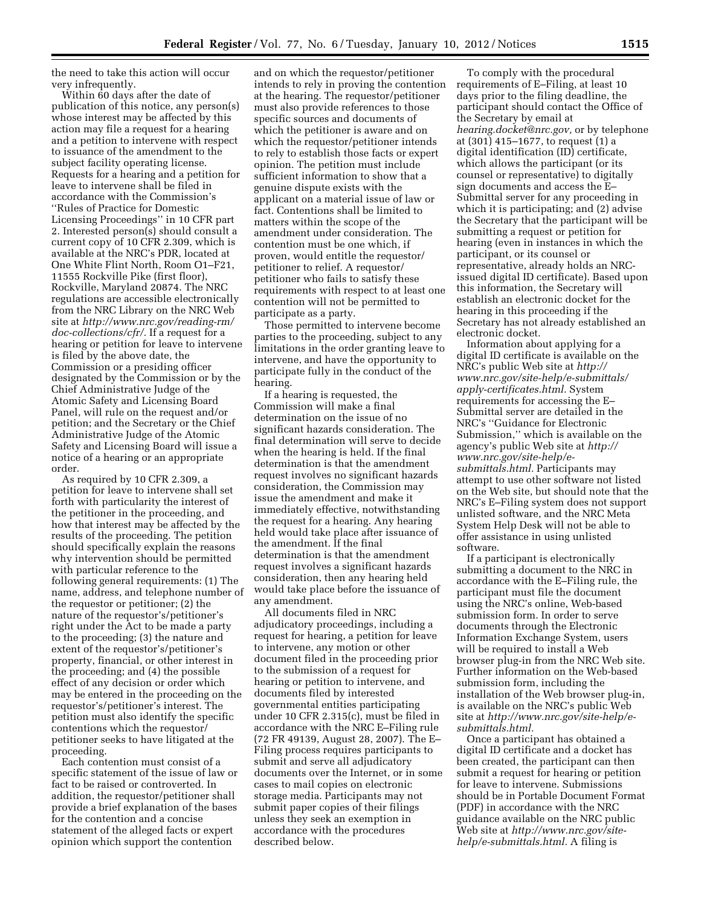the need to take this action will occur very infrequently.

Within 60 days after the date of publication of this notice, any person(s) whose interest may be affected by this action may file a request for a hearing and a petition to intervene with respect to issuance of the amendment to the subject facility operating license. Requests for a hearing and a petition for leave to intervene shall be filed in accordance with the Commission's ''Rules of Practice for Domestic Licensing Proceedings'' in 10 CFR part 2. Interested person(s) should consult a current copy of 10 CFR 2.309, which is available at the NRC's PDR, located at One White Flint North, Room O1–F21, 11555 Rockville Pike (first floor), Rockville, Maryland 20874. The NRC regulations are accessible electronically from the NRC Library on the NRC Web site at *http://www.nrc.gov/reading-rm/doc-collections/cfr/.* If a request for a hearing or petition for leave to intervene is filed by the above date, the Commission or a presiding officer designated by the Commission or by the Chief Administrative Judge of the Atomic Safety and Licensing Board Panel, will rule on the request and/or petition; and the Secretary or the Chief Administrative Judge of the Atomic Safety and Licensing Board will issue a notice of a hearing or an appropriate order.

As required by 10 CFR 2.309, a petition for leave to intervene shall set forth with particularity the interest of the petitioner in the proceeding, and how that interest may be affected by the results of the proceeding. The petition should specifically explain the reasons why intervention should be permitted with particular reference to the following general requirements: (1) The name, address, and telephone number of the requestor or petitioner; (2) the nature of the requestor's/petitioner's right under the Act to be made a party to the proceeding; (3) the nature and extent of the requestor's/petitioner's property, financial, or other interest in the proceeding; and (4) the possible effect of any decision or order which may be entered in the proceeding on the requestor's/petitioner's interest. The petition must also identify the specific contentions which the requestor/petitioner seeks to have litigated at the proceeding.

Each contention must consist of a specific statement of the issue of law or fact to be raised or controverted. In addition, the requestor/petitioner shall provide a brief explanation of the bases for the contention and a concise statement of the alleged facts or expert opinion which support the contention and on which the requestor/petitioner intends to rely in proving the contention at the hearing. The requestor/petitioner must also provide references to those specific sources and documents of which the petitioner is aware and on which the requestor/petitioner intends to rely to establish those facts or expert opinion. The petition must include sufficient information to show that a genuine dispute exists with the applicant on a material issue of law or fact. Contentions shall be limited to matters within the scope of the amendment under consideration. The contention must be one which, if proven, would entitle the requestor/petitioner to relief. A requestor/petitioner who fails to satisfy these requirements with respect to at least one contention will not be permitted to participate as a party.

Those permitted to intervene become parties to the proceeding, subject to any limitations in the order granting leave to intervene, and have the opportunity to participate fully in the conduct of the hearing.

If a hearing is requested, the Commission will make a final determination on the issue of no significant hazards consideration. The final determination will serve to decide when the hearing is held. If the final determination is that the amendment request involves no significant hazards consideration, the Commission may issue the amendment and make it immediately effective, notwithstanding the request for a hearing. Any hearing held would take place after issuance of the amendment. If the final determination is that the amendment request involves a significant hazards consideration, then any hearing held would take place before the issuance of any amendment.

All documents filed in NRC adjudicatory proceedings, including a request for hearing, a petition for leave to intervene, any motion or other document filed in the proceeding prior to the submission of a request for hearing or petition to intervene, and documents filed by interested governmental entities participating under 10 CFR 2.315(c), must be filed in accordance with the NRC E–Filing rule (72 FR 49139, August 28, 2007). The E–Filing process requires participants to submit and serve all adjudicatory documents over the Internet, or in some cases to mail copies on electronic storage media. Participants may not submit paper copies of their filings unless they seek an exemption in accordance with the procedures described below.

To comply with the procedural requirements of E–Filing, at least 10 days prior to the filing deadline, the participant should contact the Office of the Secretary by email at *hearing.docket@nrc.gov,* or by telephone at (301) 415–1677, to request (1) a digital identification (ID) certificate, which allows the participant (or its counsel or representative) to digitally sign documents and access the E–Submittal server for any proceeding in which it is participating; and (2) advise the Secretary that the participant will be submitting a request or petition for hearing (even in instances in which the participant, or its counsel or representative, already holds an NRC-issued digital ID certificate). Based upon this information, the Secretary will establish an electronic docket for the hearing in this proceeding if the Secretary has not already established an electronic docket.

Information about applying for a digital ID certificate is available on the NRC's public Web site at *http://www.nrc.gov/site-help/e-submittals/apply-certificates.html.* System requirements for accessing the E–Submittal server are detailed in the NRC's ''Guidance for Electronic Submission,'' which is available on the agency's public Web site at *http://www.nrc.gov/site-help/e-submittals.html.* Participants may attempt to use other software not listed on the Web site, but should note that the NRC's E–Filing system does not support unlisted software, and the NRC Meta System Help Desk will not be able to offer assistance in using unlisted software.

If a participant is electronically submitting a document to the NRC in accordance with the E–Filing rule, the participant must file the document using the NRC's online, Web-based submission form. In order to serve documents through the Electronic Information Exchange System, users will be required to install a Web browser plug-in from the NRC Web site. Further information on the Web-based submission form, including the installation of the Web browser plug-in, is available on the NRC's public Web site at *http://www.nrc.gov/site-help/e-submittals.html.*

Once a participant has obtained a digital ID certificate and a docket has been created, the participant can then submit a request for hearing or petition for leave to intervene. Submissions should be in Portable Document Format (PDF) in accordance with the NRC guidance available on the NRC public Web site at *http://www.nrc.gov/site-help/e-submittals.html.* A filing is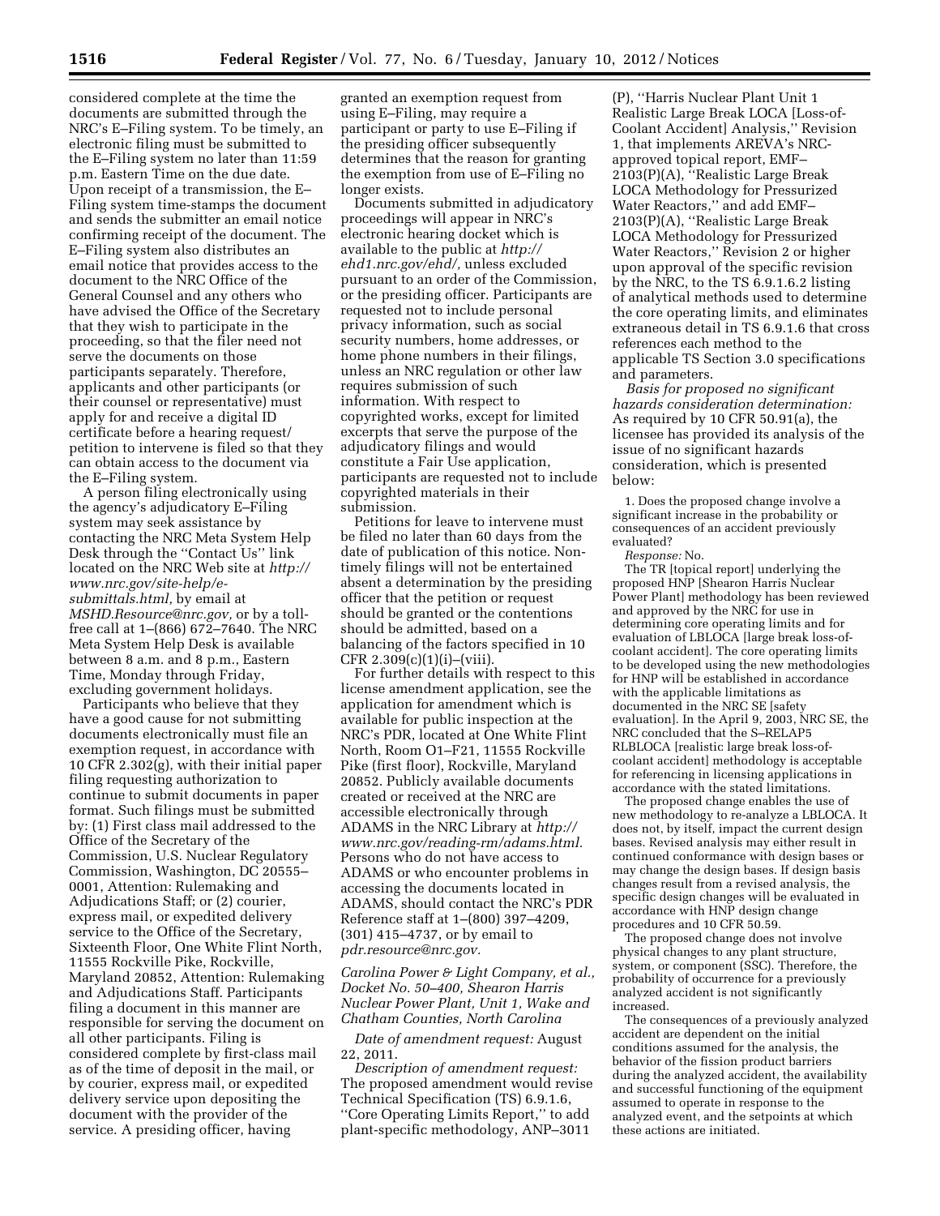considered complete at the time the documents are submitted through the NRC's E–Filing system. To be timely, an electronic filing must be submitted to the E–Filing system no later than 11:59 p.m. Eastern Time on the due date. Upon receipt of a transmission, the E–Filing system time-stamps the document and sends the submitter an email notice confirming receipt of the document. The E–Filing system also distributes an email notice that provides access to the document to the NRC Office of the General Counsel and any others who have advised the Office of the Secretary that they wish to participate in the proceeding, so that the filer need not serve the documents on those participants separately. Therefore, applicants and other participants (or their counsel or representative) must apply for and receive a digital ID certificate before a hearing request/petition to intervene is filed so that they can obtain access to the document via the E–Filing system.

A person filing electronically using the agency's adjudicatory E–Filing system may seek assistance by contacting the NRC Meta System Help Desk through the ''Contact Us'' link located on the NRC Web site at *http://www.nrc.gov/site-help/e-submittals.html,* by email at *MSHD.Resource@nrc.gov,* or by a toll-free call at 1–(866) 672–7640. The NRC Meta System Help Desk is available between 8 a.m. and 8 p.m., Eastern Time, Monday through Friday, excluding government holidays.

Participants who believe that they have a good cause for not submitting documents electronically must file an exemption request, in accordance with 10 CFR 2.302(g), with their initial paper filing requesting authorization to continue to submit documents in paper format. Such filings must be submitted by: (1) First class mail addressed to the Office of the Secretary of the Commission, U.S. Nuclear Regulatory Commission, Washington, DC 20555–0001, Attention: Rulemaking and Adjudications Staff; or (2) courier, express mail, or expedited delivery service to the Office of the Secretary, Sixteenth Floor, One White Flint North, 11555 Rockville Pike, Rockville, Maryland 20852, Attention: Rulemaking and Adjudications Staff. Participants filing a document in this manner are responsible for serving the document on all other participants. Filing is considered complete by first-class mail as of the time of deposit in the mail, or by courier, express mail, or expedited delivery service upon depositing the document with the provider of the service. A presiding officer, having granted an exemption request from using E–Filing, may require a participant or party to use E–Filing if the presiding officer subsequently determines that the reason for granting the exemption from use of E–Filing no longer exists.

Documents submitted in adjudicatory proceedings will appear in NRC's electronic hearing docket which is available to the public at *http://ehd1.nrc.gov/ehd/,* unless excluded pursuant to an order of the Commission, or the presiding officer. Participants are requested not to include personal privacy information, such as social security numbers, home addresses, or home phone numbers in their filings, unless an NRC regulation or other law requires submission of such information. With respect to copyrighted works, except for limited excerpts that serve the purpose of the adjudicatory filings and would constitute a Fair Use application, participants are requested not to include copyrighted materials in their submission.

Petitions for leave to intervene must be filed no later than 60 days from the date of publication of this notice. Non-timely filings will not be entertained absent a determination by the presiding officer that the petition or request should be granted or the contentions should be admitted, based on a balancing of the factors specified in 10 CFR 2.309(c)(1)(i)–(viii).

For further details with respect to this license amendment application, see the application for amendment which is available for public inspection at the NRC's PDR, located at One White Flint North, Room O1–F21, 11555 Rockville Pike (first floor), Rockville, Maryland 20852. Publicly available documents created or received at the NRC are accessible electronically through ADAMS in the NRC Library at *http://www.nrc.gov/reading-rm/adams.html.* Persons who do not have access to ADAMS or who encounter problems in accessing the documents located in ADAMS, should contact the NRC's PDR Reference staff at 1–(800) 397–4209, (301) 415–4737, or by email to *pdr.resource@nrc.gov.*

*Carolina Power & Light Company, et al., Docket No. 50–400, Shearon Harris Nuclear Power Plant, Unit 1, Wake and Chatham Counties, North Carolina*

*Date of amendment request:* August 22, 2011.

*Description of amendment request:* The proposed amendment would revise Technical Specification (TS) 6.9.1.6, ''Core Operating Limits Report,'' to add plant-specific methodology, ANP–3011 (P), ''Harris Nuclear Plant Unit 1 Realistic Large Break LOCA [Loss-of-Coolant Accident] Analysis,'' Revision 1, that implements AREVA's NRC-approved topical report, EMF–2103(P)(A), ''Realistic Large Break LOCA Methodology for Pressurized Water Reactors,'' and add EMF–2103(P)(A), ''Realistic Large Break LOCA Methodology for Pressurized Water Reactors,'' Revision 2 or higher upon approval of the specific revision by the NRC, to the TS 6.9.1.6.2 listing of analytical methods used to determine the core operating limits, and eliminates extraneous detail in TS 6.9.1.6 that cross references each method to the applicable TS Section 3.0 specifications and parameters.

*Basis for proposed no significant hazards consideration determination:* As required by 10 CFR 50.91(a), the licensee has provided its analysis of the issue of no significant hazards consideration, which is presented below:

1. Does the proposed change involve a significant increase in the probability or consequences of an accident previously evaluated?

*Response:* No.

The TR [topical report] underlying the proposed HNP [Shearon Harris Nuclear Power Plant] methodology has been reviewed and approved by the NRC for use in determining core operating limits and for evaluation of LBLOCA [large break loss-of-coolant accident]. The core operating limits to be developed using the new methodologies for HNP will be established in accordance with the applicable limitations as documented in the NRC SE [safety evaluation]. In the April 9, 2003, NRC SE, the NRC concluded that the S–RELAP5 RLBLOCA [realistic large break loss-of-coolant accident] methodology is acceptable for referencing in licensing applications in accordance with the stated limitations.

The proposed change enables the use of new methodology to re-analyze a LBLOCA. It does not, by itself, impact the current design bases. Revised analysis may either result in continued conformance with design bases or may change the design bases. If design basis changes result from a revised analysis, the specific design changes will be evaluated in accordance with HNP design change procedures and 10 CFR 50.59.

The proposed change does not involve physical changes to any plant structure, system, or component (SSC). Therefore, the probability of occurrence for a previously analyzed accident is not significantly increased.

The consequences of a previously analyzed accident are dependent on the initial conditions assumed for the analysis, the behavior of the fission product barriers during the analyzed accident, the availability and successful functioning of the equipment assumed to operate in response to the analyzed event, and the setpoints at which these actions are initiated.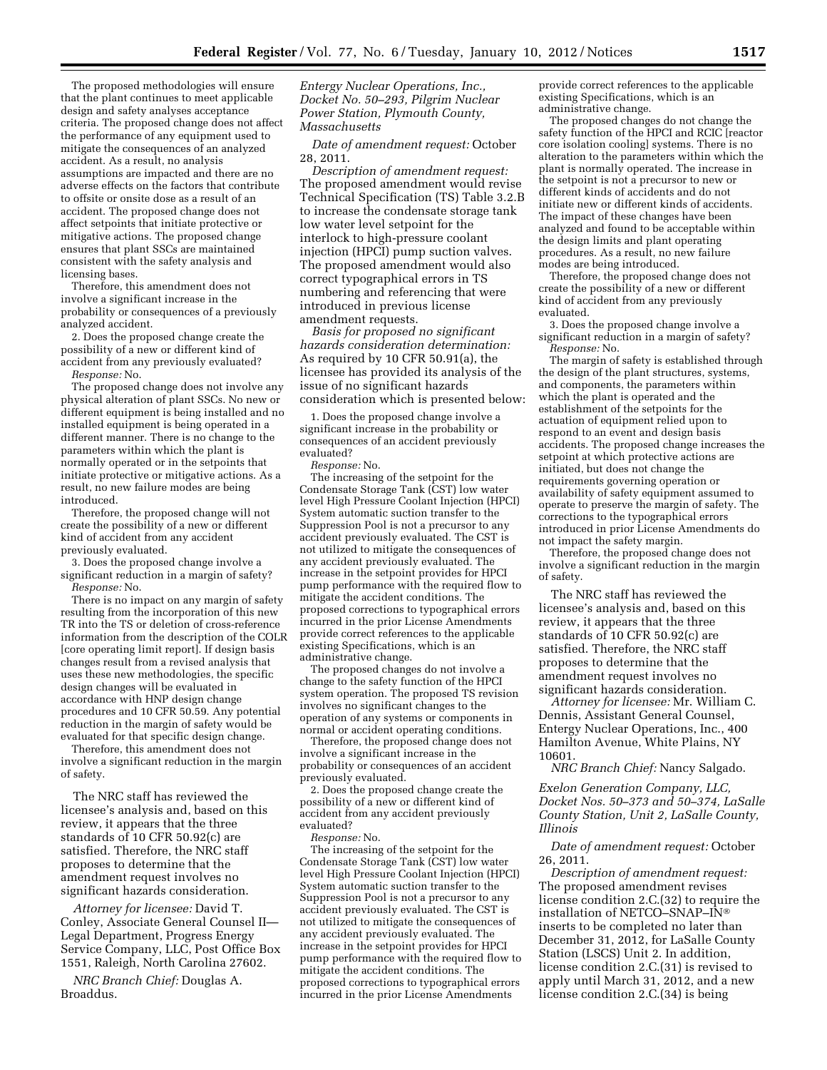The proposed methodologies will ensure that the plant continues to meet applicable design and safety analyses acceptance criteria. The proposed change does not affect the performance of any equipment used to mitigate the consequences of an analyzed accident. As a result, no analysis assumptions are impacted and there are no adverse effects on the factors that contribute to offsite or onsite dose as a result of an accident. The proposed change does not affect setpoints that initiate protective or mitigative actions. The proposed change ensures that plant SSCs are maintained consistent with the safety analysis and licensing bases.

Therefore, this amendment does not involve a significant increase in the probability or consequences of a previously analyzed accident.

2. Does the proposed change create the possibility of a new or different kind of accident from any previously evaluated?

*Response:* No.

The proposed change does not involve any physical alteration of plant SSCs. No new or different equipment is being installed and no installed equipment is being operated in a different manner. There is no change to the parameters within which the plant is normally operated or in the setpoints that initiate protective or mitigative actions. As a result, no new failure modes are being introduced.

Therefore, the proposed change will not create the possibility of a new or different kind of accident from any accident previously evaluated.

3. Does the proposed change involve a significant reduction in a margin of safety?

*Response:* No.

There is no impact on any margin of safety resulting from the incorporation of this new TR into the TS or deletion of cross-reference information from the description of the COLR [core operating limit report]. If design basis changes result from a revised analysis that uses these new methodologies, the specific design changes will be evaluated in accordance with HNP design change procedures and 10 CFR 50.59. Any potential reduction in the margin of safety would be evaluated for that specific design change.

Therefore, this amendment does not involve a significant reduction in the margin of safety.

The NRC staff has reviewed the licensee's analysis and, based on this review, it appears that the three standards of 10 CFR 50.92(c) are satisfied. Therefore, the NRC staff proposes to determine that the amendment request involves no significant hazards consideration.

*Attorney for licensee:* David T. Conley, Associate General Counsel II—Legal Department, Progress Energy Service Company, LLC, Post Office Box 1551, Raleigh, North Carolina 27602.

*NRC Branch Chief:* Douglas A. Broaddus.

*Entergy Nuclear Operations, Inc., Docket No. 50–293, Pilgrim Nuclear Power Station, Plymouth County, Massachusetts*

*Date of amendment request:* October 28, 2011.

*Description of amendment request:* The proposed amendment would revise Technical Specification (TS) Table 3.2.B to increase the condensate storage tank low water level setpoint for the interlock to high-pressure coolant injection (HPCI) pump suction valves. The proposed amendment would also correct typographical errors in TS numbering and referencing that were introduced in previous license amendment requests.

*Basis for proposed no significant hazards consideration determination:* As required by 10 CFR 50.91(a), the licensee has provided its analysis of the issue of no significant hazards consideration which is presented below:

1. Does the proposed change involve a significant increase in the probability or consequences of an accident previously evaluated?

*Response:* No.

The increasing of the setpoint for the Condensate Storage Tank (CST) low water level High Pressure Coolant Injection (HPCI) System automatic suction transfer to the Suppression Pool is not a precursor to any accident previously evaluated. The CST is not utilized to mitigate the consequences of any accident previously evaluated. The increase in the setpoint provides for HPCI pump performance with the required flow to mitigate the accident conditions. The proposed corrections to typographical errors incurred in the prior License Amendments provide correct references to the applicable existing Specifications, which is an administrative change.

The proposed changes do not involve a change to the safety function of the HPCI system operation. The proposed TS revision involves no significant changes to the operation of any systems or components in normal or accident operating conditions.

Therefore, the proposed change does not involve a significant increase in the probability or consequences of an accident previously evaluated.

2. Does the proposed change create the possibility of a new or different kind of accident from any accident previously evaluated?

*Response:* No.

The increasing of the setpoint for the Condensate Storage Tank (CST) low water level High Pressure Coolant Injection (HPCI) System automatic suction transfer to the Suppression Pool is not a precursor to any accident previously evaluated. The CST is not utilized to mitigate the consequences of any accident previously evaluated. The increase in the setpoint provides for HPCI pump performance with the required flow to mitigate the accident conditions. The proposed corrections to typographical errors incurred in the prior License Amendments provide correct references to the applicable existing Specifications, which is an administrative change.

The proposed changes do not change the safety function of the HPCI and RCIC [reactor core isolation cooling] systems. There is no alteration to the parameters within which the plant is normally operated. The increase in the setpoint is not a precursor to new or different kinds of accidents and do not initiate new or different kinds of accidents. The impact of these changes have been analyzed and found to be acceptable within the design limits and plant operating procedures. As a result, no new failure modes are being introduced.

Therefore, the proposed change does not create the possibility of a new or different kind of accident from any previously evaluated.

3. Does the proposed change involve a significant reduction in a margin of safety?

*Response:* No.

The margin of safety is established through the design of the plant structures, systems, and components, the parameters within which the plant is operated and the establishment of the setpoints for the actuation of equipment relied upon to respond to an event and design basis accidents. The proposed change increases the setpoint at which protective actions are initiated, but does not change the requirements governing operation or availability of safety equipment assumed to operate to preserve the margin of safety. The corrections to the typographical errors introduced in prior License Amendments do not impact the safety margin.

Therefore, the proposed change does not involve a significant reduction in the margin of safety.

The NRC staff has reviewed the licensee's analysis and, based on this review, it appears that the three standards of 10 CFR 50.92(c) are satisfied. Therefore, the NRC staff proposes to determine that the amendment request involves no significant hazards consideration.

*Attorney for licensee:* Mr. William C. Dennis, Assistant General Counsel, Entergy Nuclear Operations, Inc., 400 Hamilton Avenue, White Plains, NY 10601.

*NRC Branch Chief:* Nancy Salgado.

*Exelon Generation Company, LLC, Docket Nos. 50–373 and 50–374, LaSalle County Station, Unit 2, LaSalle County, Illinois*

*Date of amendment request:* October 26, 2011.

*Description of amendment request:* The proposed amendment revises license condition 2.C.(32) to require the installation of NETCO–SNAP–IN® inserts to be completed no later than December 31, 2012, for LaSalle County Station (LSCS) Unit 2. In addition, license condition 2.C.(31) is revised to apply until March 31, 2012, and a new license condition 2.C.(34) is being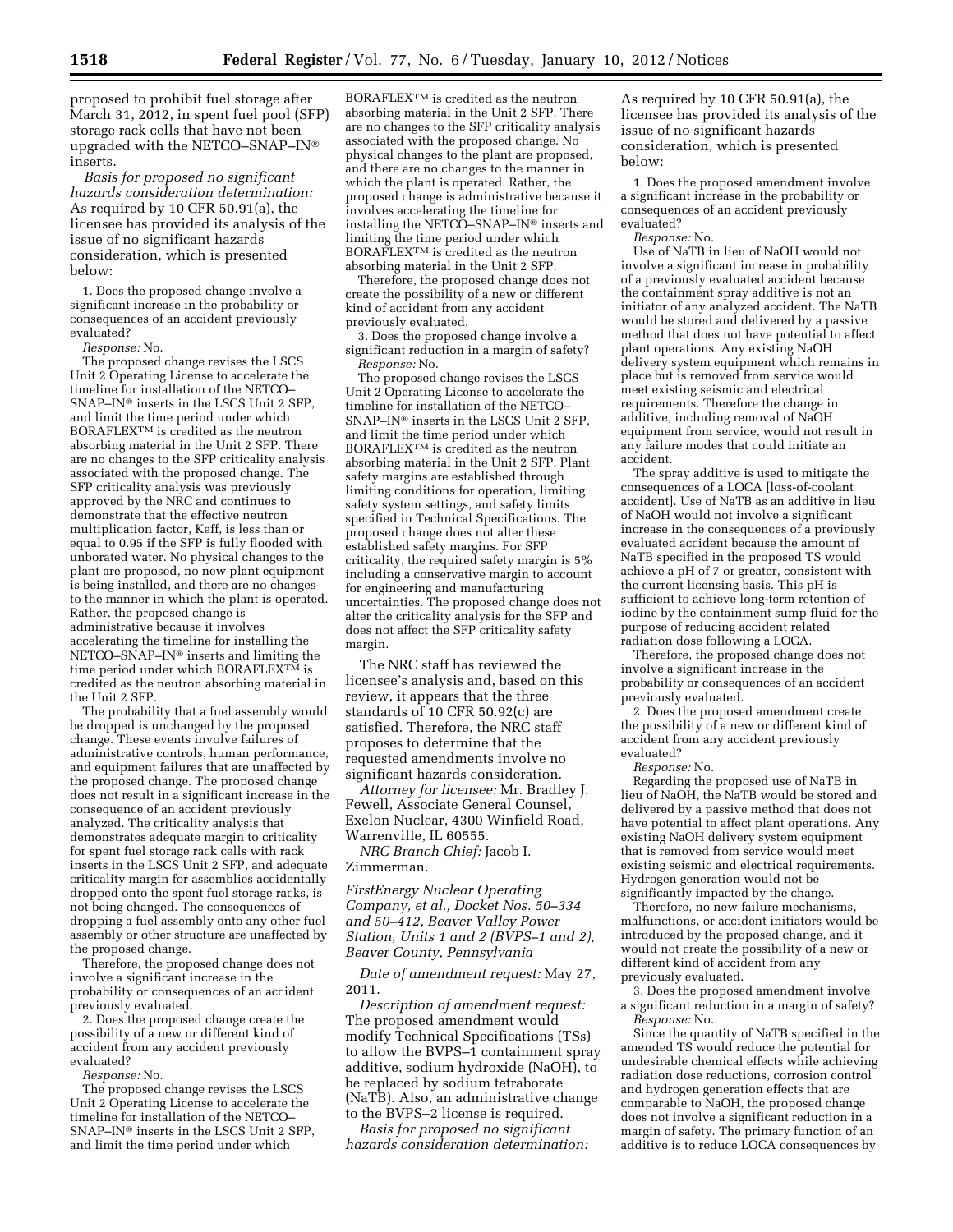proposed to prohibit fuel storage after March 31, 2012, in spent fuel pool (SFP) storage rack cells that have not been upgraded with the NETCO–SNAP–IN® inserts.

*Basis for proposed no significant hazards consideration determination:* As required by 10 CFR 50.91(a), the licensee has provided its analysis of the issue of no significant hazards consideration, which is presented below:

1. Does the proposed change involve a significant increase in the probability or consequences of an accident previously evaluated?

*Response:* No.

The proposed change revises the LSCS Unit 2 Operating License to accelerate the timeline for installation of the NETCO–SNAP–IN® inserts in the LSCS Unit 2 SFP, and limit the time period under which BORAFLEX™ is credited as the neutron absorbing material in the Unit 2 SFP. There are no changes to the SFP criticality analysis associated with the proposed change. The SFP criticality analysis was previously approved by the NRC and continues to demonstrate that the effective neutron multiplication factor, Keff, is less than or equal to 0.95 if the SFP is fully flooded with unborated water. No physical changes to the plant are proposed, no new plant equipment is being installed, and there are no changes to the manner in which the plant is operated. Rather, the proposed change is administrative because it involves accelerating the timeline for installing the NETCO–SNAP–IN® inserts and limiting the time period under which BORAFLEX™ is credited as the neutron absorbing material in the Unit 2 SFP.

The probability that a fuel assembly would be dropped is unchanged by the proposed change. These events involve failures of administrative controls, human performance, and equipment failures that are unaffected by the proposed change. The proposed change does not result in a significant increase in the consequence of an accident previously analyzed. The criticality analysis that demonstrates adequate margin to criticality for spent fuel storage rack cells with rack inserts in the LSCS Unit 2 SFP, and adequate criticality margin for assemblies accidentally dropped onto the spent fuel storage racks, is not being changed. The consequences of dropping a fuel assembly onto any other fuel assembly or other structure are unaffected by the proposed change.

Therefore, the proposed change does not involve a significant increase in the probability or consequences of an accident previously evaluated.

2. Does the proposed change create the possibility of a new or different kind of accident from any accident previously evaluated?

*Response:* No.

The proposed change revises the LSCS Unit 2 Operating License to accelerate the timeline for installation of the NETCO–SNAP–IN® inserts in the LSCS Unit 2 SFP, and limit the time period under which BORAFLEX™ is credited as the neutron absorbing material in the Unit 2 SFP. There are no changes to the SFP criticality analysis associated with the proposed change. No physical changes to the plant are proposed, and there are no changes to the manner in which the plant is operated. Rather, the proposed change is administrative because it involves accelerating the timeline for installing the NETCO–SNAP–IN® inserts and limiting the time period under which BORAFLEX™ is credited as the neutron absorbing material in the Unit 2 SFP.

Therefore, the proposed change does not create the possibility of a new or different kind of accident from any accident previously evaluated.

3. Does the proposed change involve a significant reduction in a margin of safety?

*Response:* No.

The proposed change revises the LSCS Unit 2 Operating License to accelerate the timeline for installation of the NETCO–SNAP–IN® inserts in the LSCS Unit 2 SFP, and limit the time period under which BORAFLEX™ is credited as the neutron absorbing material in the Unit 2 SFP. Plant safety margins are established through limiting conditions for operation, limiting safety system settings, and safety limits specified in Technical Specifications. The proposed change does not alter these established safety margins. For SFP criticality, the required safety margin is 5% including a conservative margin to account for engineering and manufacturing uncertainties. The proposed change does not alter the criticality analysis for the SFP and does not affect the SFP criticality safety margin.

The NRC staff has reviewed the licensee's analysis and, based on this review, it appears that the three standards of 10 CFR 50.92(c) are satisfied. Therefore, the NRC staff proposes to determine that the requested amendments involve no significant hazards consideration.

*Attorney for licensee:* Mr. Bradley J. Fewell, Associate General Counsel, Exelon Nuclear, 4300 Winfield Road, Warrenville, IL 60555.

*NRC Branch Chief:* Jacob I. Zimmerman.

*FirstEnergy Nuclear Operating Company, et al., Docket Nos. 50–334 and 50–412, Beaver Valley Power Station, Units 1 and 2 (BVPS–1 and 2), Beaver County, Pennsylvania*

*Date of amendment request:* May 27, 2011.

*Description of amendment request:* The proposed amendment would modify Technical Specifications (TSs) to allow the BVPS–1 containment spray additive, sodium hydroxide (NaOH), to be replaced by sodium tetraborate (NaTB). Also, an administrative change to the BVPS–2 license is required.

*Basis for proposed no significant hazards consideration determination:* As required by 10 CFR 50.91(a), the licensee has provided its analysis of the issue of no significant hazards consideration, which is presented below:

1. Does the proposed amendment involve a significant increase in the probability or consequences of an accident previously evaluated?

*Response:* No.

Use of NaTB in lieu of NaOH would not involve a significant increase in probability of a previously evaluated accident because the containment spray additive is not an initiator of any analyzed accident. The NaTB would be stored and delivered by a passive method that does not have potential to affect plant operations. Any existing NaOH delivery system equipment which remains in place but is removed from service would meet existing seismic and electrical requirements. Therefore the change in additive, including removal of NaOH equipment from service, would not result in any failure modes that could initiate an accident.

The spray additive is used to mitigate the consequences of a LOCA [loss-of-coolant accident]. Use of NaTB as an additive in lieu of NaOH would not involve a significant increase in the consequences of a previously evaluated accident because the amount of NaTB specified in the proposed TS would achieve a pH of 7 or greater, consistent with the current licensing basis. This pH is sufficient to achieve long-term retention of iodine by the containment sump fluid for the purpose of reducing accident related radiation dose following a LOCA.

Therefore, the proposed change does not involve a significant increase in the probability or consequences of an accident previously evaluated.

2. Does the proposed amendment create the possibility of a new or different kind of accident from any accident previously evaluated?

*Response:* No.

Regarding the proposed use of NaTB in lieu of NaOH, the NaTB would be stored and delivered by a passive method that does not have potential to affect plant operations. Any existing NaOH delivery system equipment that is removed from service would meet existing seismic and electrical requirements. Hydrogen generation would not be significantly impacted by the change.

Therefore, no new failure mechanisms, malfunctions, or accident initiators would be introduced by the proposed change, and it would not create the possibility of a new or different kind of accident from any previously evaluated.

3. Does the proposed amendment involve a significant reduction in a margin of safety?

*Response:* No.

Since the quantity of NaTB specified in the amended TS would reduce the potential for undesirable chemical effects while achieving radiation dose reductions, corrosion control and hydrogen generation effects that are comparable to NaOH, the proposed change does not involve a significant reduction in a margin of safety. The primary function of an additive is to reduce LOCA consequences by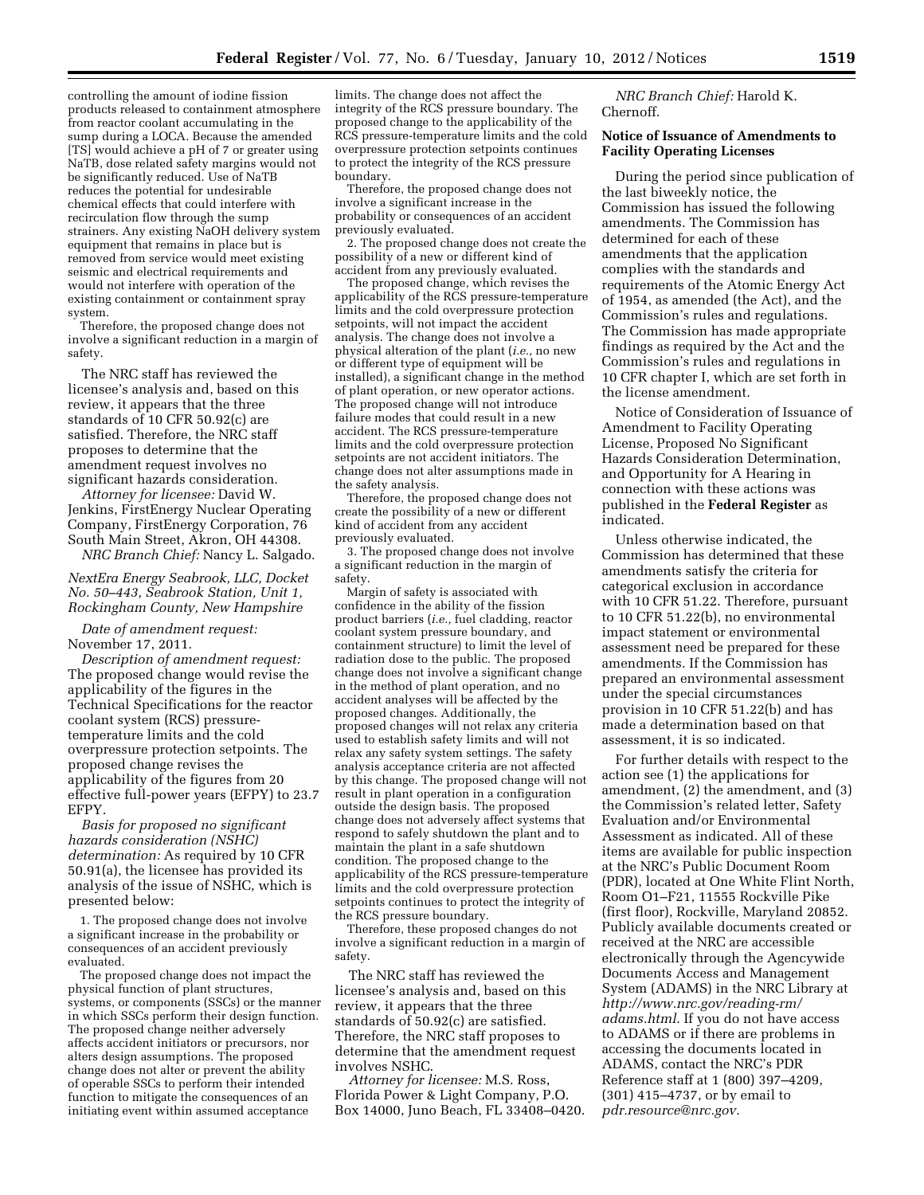controlling the amount of iodine fission products released to containment atmosphere from reactor coolant accumulating in the sump during a LOCA. Because the amended [TS] would achieve a pH of 7 or greater using NaTB, dose related safety margins would not be significantly reduced. Use of NaTB reduces the potential for undesirable chemical effects that could interfere with recirculation flow through the sump strainers. Any existing NaOH delivery system equipment that remains in place but is removed from service would meet existing seismic and electrical requirements and would not interfere with operation of the existing containment or containment spray system.

Therefore, the proposed change does not involve a significant reduction in a margin of safety.

The NRC staff has reviewed the licensee's analysis and, based on this review, it appears that the three standards of 10 CFR 50.92(c) are satisfied. Therefore, the NRC staff proposes to determine that the amendment request involves no significant hazards consideration.

*Attorney for licensee:* David W. Jenkins, FirstEnergy Nuclear Operating Company, FirstEnergy Corporation, 76 South Main Street, Akron, OH 44308.

*NRC Branch Chief:* Nancy L. Salgado.

*NextEra Energy Seabrook, LLC, Docket No. 50–443, Seabrook Station, Unit 1, Rockingham County, New Hampshire*

*Date of amendment request:* November 17, 2011.

*Description of amendment request:* The proposed change would revise the applicability of the figures in the Technical Specifications for the reactor coolant system (RCS) pressure-temperature limits and the cold overpressure protection setpoints. The proposed change revises the applicability of the figures from 20 effective full-power years (EFPY) to 23.7 EFPY.

*Basis for proposed no significant hazards consideration (NSHC) determination:* As required by 10 CFR 50.91(a), the licensee has provided its analysis of the issue of NSHC, which is presented below:

1. The proposed change does not involve a significant increase in the probability or consequences of an accident previously evaluated.

The proposed change does not impact the physical function of plant structures, systems, or components (SSCs) or the manner in which SSCs perform their design function. The proposed change neither adversely affects accident initiators or precursors, nor alters design assumptions. The proposed change does not alter or prevent the ability of operable SSCs to perform their intended function to mitigate the consequences of an initiating event within assumed acceptance limits. The change does not affect the integrity of the RCS pressure boundary. The proposed change to the applicability of the RCS pressure-temperature limits and the cold overpressure protection setpoints continues to protect the integrity of the RCS pressure boundary.

Therefore, the proposed change does not involve a significant increase in the probability or consequences of an accident previously evaluated.

2. The proposed change does not create the possibility of a new or different kind of accident from any previously evaluated.

The proposed change, which revises the applicability of the RCS pressure-temperature limits and the cold overpressure protection setpoints, will not impact the accident analysis. The change does not involve a physical alteration of the plant (*i.e.,* no new or different type of equipment will be installed), a significant change in the method of plant operation, or new operator actions. The proposed change will not introduce failure modes that could result in a new accident. The RCS pressure-temperature limits and the cold overpressure protection setpoints are not accident initiators. The change does not alter assumptions made in the safety analysis.

Therefore, the proposed change does not create the possibility of a new or different kind of accident from any accident previously evaluated.

3. The proposed change does not involve a significant reduction in the margin of safety.

Margin of safety is associated with confidence in the ability of the fission product barriers (*i.e.,* fuel cladding, reactor coolant system pressure boundary, and containment structure) to limit the level of radiation dose to the public. The proposed change does not involve a significant change in the method of plant operation, and no accident analyses will be affected by the proposed changes. Additionally, the proposed changes will not relax any criteria used to establish safety limits and will not relax any safety system settings. The safety analysis acceptance criteria are not affected by this change. The proposed change will not result in plant operation in a configuration outside the design basis. The proposed change does not adversely affect systems that respond to safely shutdown the plant and to maintain the plant in a safe shutdown condition. The proposed change to the applicability of the RCS pressure-temperature limits and the cold overpressure protection setpoints continues to protect the integrity of the RCS pressure boundary.

Therefore, these proposed changes do not involve a significant reduction in a margin of safety.

The NRC staff has reviewed the licensee's analysis and, based on this review, it appears that the three standards of 50.92(c) are satisfied. Therefore, the NRC staff proposes to determine that the amendment request involves NSHC.

*Attorney for licensee:* M.S. Ross, Florida Power & Light Company, P.O. Box 14000, Juno Beach, FL 33408–0420.

*NRC Branch Chief:* Harold K. Chernoff.

## Notice of Issuance of Amendments to Facility Operating Licenses

During the period since publication of the last biweekly notice, the Commission has issued the following amendments. The Commission has determined for each of these amendments that the application complies with the standards and requirements of the Atomic Energy Act of 1954, as amended (the Act), and the Commission's rules and regulations. The Commission has made appropriate findings as required by the Act and the Commission's rules and regulations in 10 CFR chapter I, which are set forth in the license amendment.

Notice of Consideration of Issuance of Amendment to Facility Operating License, Proposed No Significant Hazards Consideration Determination, and Opportunity for A Hearing in connection with these actions was published in the **Federal Register** as indicated.

Unless otherwise indicated, the Commission has determined that these amendments satisfy the criteria for categorical exclusion in accordance with 10 CFR 51.22. Therefore, pursuant to 10 CFR 51.22(b), no environmental impact statement or environmental assessment need be prepared for these amendments. If the Commission has prepared an environmental assessment under the special circumstances provision in 10 CFR 51.22(b) and has made a determination based on that assessment, it is so indicated.

For further details with respect to the action see (1) the applications for amendment, (2) the amendment, and (3) the Commission's related letter, Safety Evaluation and/or Environmental Assessment as indicated. All of these items are available for public inspection at the NRC's Public Document Room (PDR), located at One White Flint North, Room O1–F21, 11555 Rockville Pike (first floor), Rockville, Maryland 20852. Publicly available documents created or received at the NRC are accessible electronically through the Agencywide Documents Access and Management System (ADAMS) in the NRC Library at *http://www.nrc.gov/reading-rm/adams.html.* If you do not have access to ADAMS or if there are problems in accessing the documents located in ADAMS, contact the NRC's PDR Reference staff at 1 (800) 397–4209, (301) 415–4737, or by email to *pdr.resource@nrc.gov.*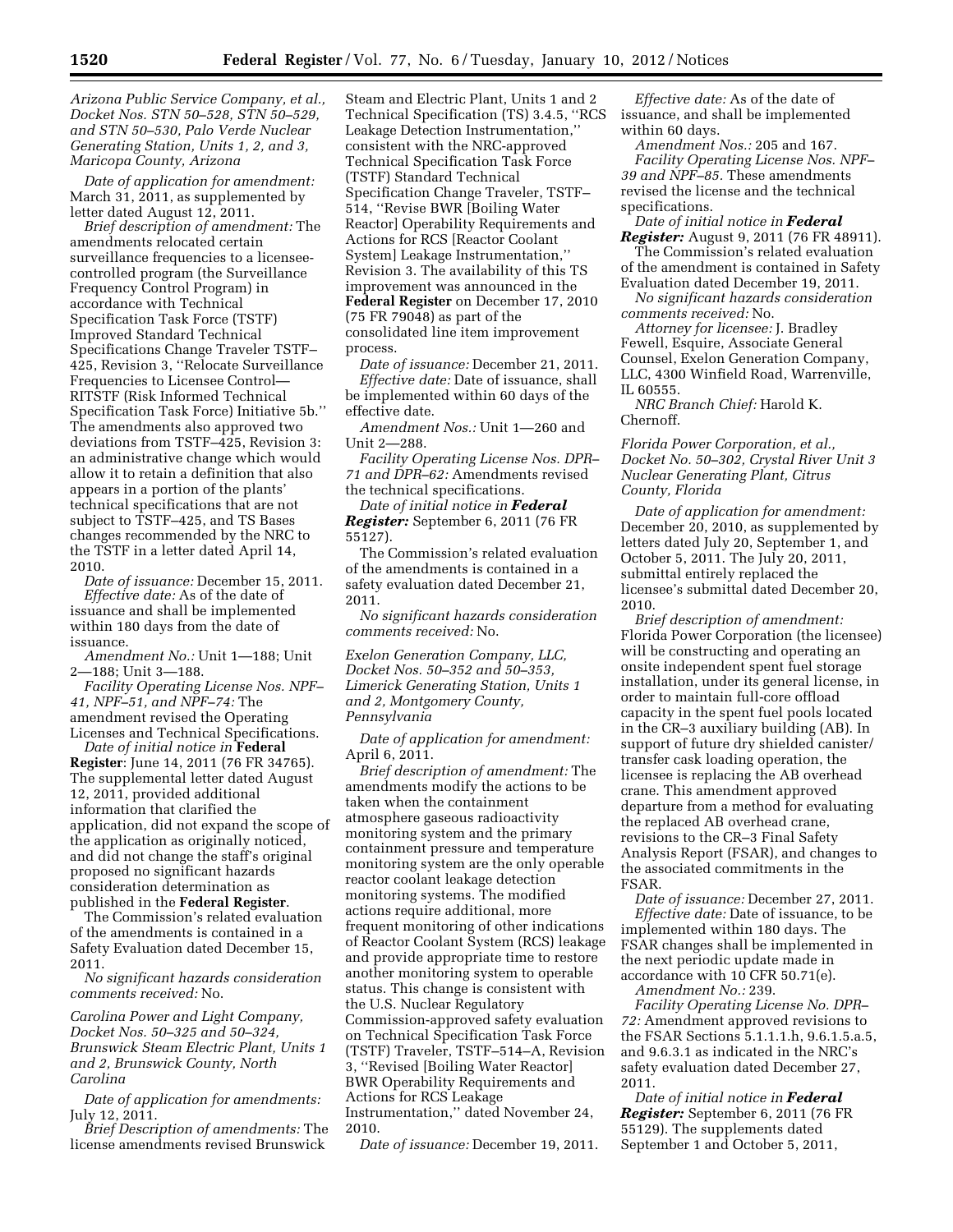*Arizona Public Service Company, et al., Docket Nos. STN 50–528, STN 50–529, and STN 50–530, Palo Verde Nuclear Generating Station, Units 1, 2, and 3, Maricopa County, Arizona*

*Date of application for amendment:* March 31, 2011, as supplemented by letter dated August 12, 2011.

*Brief description of amendment:* The amendments relocated certain surveillance frequencies to a licensee-controlled program (the Surveillance Frequency Control Program) in accordance with Technical Specification Task Force (TSTF) Improved Standard Technical Specifications Change Traveler TSTF–425, Revision 3, ''Relocate Surveillance Frequencies to Licensee Control—RITSTF (Risk Informed Technical Specification Task Force) Initiative 5b.'' The amendments also approved two deviations from TSTF–425, Revision 3: an administrative change which would allow it to retain a definition that also appears in a portion of the plants' technical specifications that are not subject to TSTF–425, and TS Bases changes recommended by the NRC to the TSTF in a letter dated April 14, 2010.

*Date of issuance:* December 15, 2011.

*Effective date:* As of the date of issuance and shall be implemented within 180 days from the date of issuance.

*Amendment No.:* Unit 1—188; Unit 2—188; Unit 3—188.

*Facility Operating License Nos. NPF–41, NPF–51, and NPF–74:* The amendment revised the Operating Licenses and Technical Specifications.

*Date of initial notice in* **Federal Register**: June 14, 2011 (76 FR 34765). The supplemental letter dated August 12, 2011, provided additional information that clarified the application, did not expand the scope of the application as originally noticed, and did not change the staff's original proposed no significant hazards consideration determination as published in the **Federal Register**.

The Commission's related evaluation of the amendments is contained in a Safety Evaluation dated December 15, 2011.

*No significant hazards consideration comments received:* No.

*Carolina Power and Light Company, Docket Nos. 50–325 and 50–324, Brunswick Steam Electric Plant, Units 1 and 2, Brunswick County, North Carolina*

*Date of application for amendments:* July 12, 2011.

*Brief Description of amendments:* The license amendments revised Brunswick Steam and Electric Plant, Units 1 and 2 Technical Specification (TS) 3.4.5, ''RCS Leakage Detection Instrumentation,'' consistent with the NRC-approved Technical Specification Task Force (TSTF) Standard Technical Specification Change Traveler, TSTF–514, ''Revise BWR [Boiling Water Reactor] Operability Requirements and Actions for RCS [Reactor Coolant System] Leakage Instrumentation,'' Revision 3. The availability of this TS improvement was announced in the **Federal Register** on December 17, 2010 (75 FR 79048) as part of the consolidated line item improvement process.

*Date of issuance:* December 21, 2011.

*Effective date:* Date of issuance, shall be implemented within 60 days of the effective date.

*Amendment Nos.:* Unit 1—260 and Unit 2—288.

*Facility Operating License Nos. DPR–71 and DPR–62:* Amendments revised the technical specifications.

*Date of initial notice in* ***Federal Register:*** September 6, 2011 (76 FR 55127).

The Commission's related evaluation of the amendments is contained in a safety evaluation dated December 21, 2011.

*No significant hazards consideration comments received:* No.

*Exelon Generation Company, LLC, Docket Nos. 50–352 and 50–353, Limerick Generating Station, Units 1 and 2, Montgomery County, Pennsylvania*

*Date of application for amendment:* April 6, 2011.

*Brief description of amendment:* The amendments modify the actions to be taken when the containment atmosphere gaseous radioactivity monitoring system and the primary containment pressure and temperature monitoring system are the only operable reactor coolant leakage detection monitoring systems. The modified actions require additional, more frequent monitoring of other indications of Reactor Coolant System (RCS) leakage and provide appropriate time to restore another monitoring system to operable status. This change is consistent with the U.S. Nuclear Regulatory Commission-approved safety evaluation on Technical Specification Task Force (TSTF) Traveler, TSTF–514–A, Revision 3, ''Revised [Boiling Water Reactor] BWR Operability Requirements and Actions for RCS Leakage Instrumentation,'' dated November 24, 2010.

*Date of issuance:* December 19, 2011.

*Effective date:* As of the date of issuance, and shall be implemented within 60 days.

*Amendment Nos.:* 205 and 167.

*Facility Operating License Nos. NPF–39 and NPF–85.* These amendments revised the license and the technical specifications.

*Date of initial notice in* ***Federal Register:*** August 9, 2011 (76 FR 48911).

The Commission's related evaluation of the amendment is contained in Safety Evaluation dated December 19, 2011.

*No significant hazards consideration comments received:* No.

*Attorney for licensee:* J. Bradley Fewell, Esquire, Associate General Counsel, Exelon Generation Company, LLC, 4300 Winfield Road, Warrenville, IL 60555.

*NRC Branch Chief:* Harold K. Chernoff.

*Florida Power Corporation, et al., Docket No. 50–302, Crystal River Unit 3 Nuclear Generating Plant, Citrus County, Florida*

*Date of application for amendment:* December 20, 2010, as supplemented by letters dated July 20, September 1, and October 5, 2011. The July 20, 2011, submittal entirely replaced the licensee's submittal dated December 20, 2010.

*Brief description of amendment:* Florida Power Corporation (the licensee) will be constructing and operating an onsite independent spent fuel storage installation, under its general license, in order to maintain full-core offload capacity in the spent fuel pools located in the CR–3 auxiliary building (AB). In support of future dry shielded canister/transfer cask loading operation, the licensee is replacing the AB overhead crane. This amendment approved departure from a method for evaluating the replaced AB overhead crane, revisions to the CR–3 Final Safety Analysis Report (FSAR), and changes to the associated commitments in the FSAR.

*Date of issuance:* December 27, 2011.

*Effective date:* Date of issuance, to be implemented within 180 days. The FSAR changes shall be implemented in the next periodic update made in accordance with 10 CFR 50.71(e).

*Amendment No.:* 239.

*Facility Operating License No. DPR–72:* Amendment approved revisions to the FSAR Sections 5.1.1.1.h, 9.6.1.5.a.5, and 9.6.3.1 as indicated in the NRC's safety evaluation dated December 27, 2011.

*Date of initial notice in* ***Federal Register:*** September 6, 2011 (76 FR 55129). The supplements dated September 1 and October 5, 2011,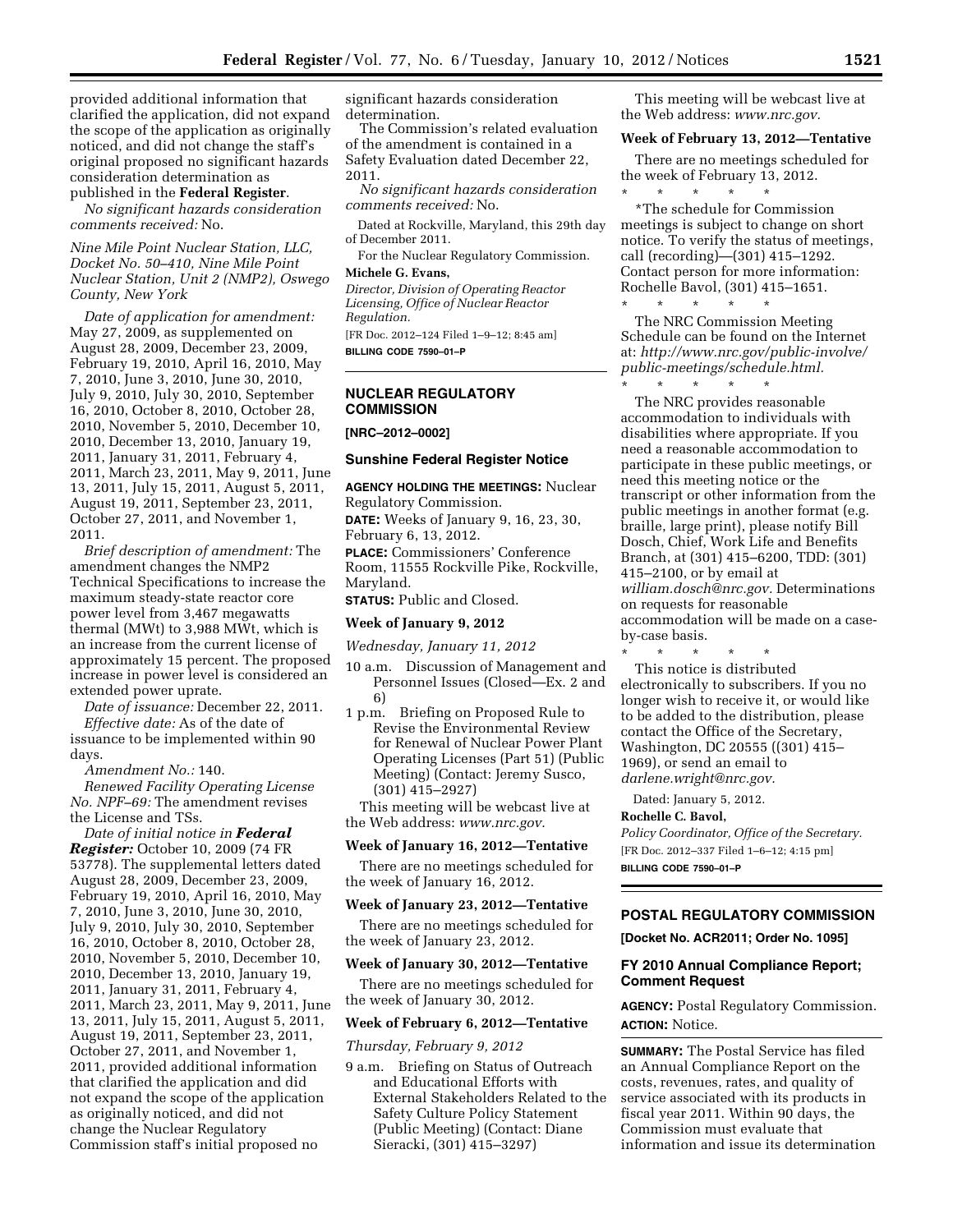provided additional information that clarified the application, did not expand the scope of the application as originally noticed, and did not change the staff's original proposed no significant hazards consideration determination as published in the **Federal Register**.

*No significant hazards consideration comments received:* No.

*Nine Mile Point Nuclear Station, LLC, Docket No. 50–410, Nine Mile Point Nuclear Station, Unit 2 (NMP2), Oswego County, New York*

*Date of application for amendment:* May 27, 2009, as supplemented on August 28, 2009, December 23, 2009, February 19, 2010, April 16, 2010, May 7, 2010, June 3, 2010, June 30, 2010, July 9, 2010, July 30, 2010, September 16, 2010, October 8, 2010, October 28, 2010, November 5, 2010, December 10, 2010, December 13, 2010, January 19, 2011, January 31, 2011, February 4, 2011, March 23, 2011, May 9, 2011, June 13, 2011, July 15, 2011, August 5, 2011, August 19, 2011, September 23, 2011, October 27, 2011, and November 1, 2011.

*Brief description of amendment:* The amendment changes the NMP2 Technical Specifications to increase the maximum steady-state reactor core power level from 3,467 megawatts thermal (MWt) to 3,988 MWt, which is an increase from the current license of approximately 15 percent. The proposed increase in power level is considered an extended power uprate.

*Date of issuance:* December 22, 2011.

*Effective date:* As of the date of issuance to be implemented within 90 days.

*Amendment No.:* 140.

*Renewed Facility Operating License No. NPF–69:* The amendment revises the License and TSs.

*Date of initial notice in* ***Federal Register:*** October 10, 2009 (74 FR 53778). The supplemental letters dated August 28, 2009, December 23, 2009, February 19, 2010, April 16, 2010, May 7, 2010, June 3, 2010, June 30, 2010, July 9, 2010, July 30, 2010, September 16, 2010, October 8, 2010, October 28, 2010, November 5, 2010, December 10, 2010, December 13, 2010, January 19, 2011, January 31, 2011, February 4, 2011, March 23, 2011, May 9, 2011, June 13, 2011, July 15, 2011, August 5, 2011, August 19, 2011, September 23, 2011, October 27, 2011, and November 1, 2011, provided additional information that clarified the application and did not expand the scope of the application as originally noticed, and did not change the Nuclear Regulatory Commission staff's initial proposed no significant hazards consideration determination.

The Commission's related evaluation of the amendment is contained in a Safety Evaluation dated December 22, 2011.

*No significant hazards consideration comments received:* No.

Dated at Rockville, Maryland, this 29th day of December 2011.

For the Nuclear Regulatory Commission.

**Michele G. Evans,**

*Director, Division of Operating Reactor Licensing, Office of Nuclear Reactor Regulation.*

[FR Doc. 2012–124 Filed 1–9–12; 8:45 am]

**BILLING CODE 7590–01–P**

## NUCLEAR REGULATORY COMMISSION

**[NRC–2012–0002]**

### Sunshine Federal Register Notice

**AGENCY HOLDING THE MEETINGS:** Nuclear Regulatory Commission.

**DATE:** Weeks of January 9, 16, 23, 30, February 6, 13, 2012.

**PLACE:** Commissioners' Conference Room, 11555 Rockville Pike, Rockville, Maryland.

**STATUS:** Public and Closed.

**Week of January 9, 2012**

*Wednesday, January 11, 2012*

10 a.m. Discussion of Management and Personnel Issues (Closed—Ex. 2 and 6)

1 p.m. Briefing on Proposed Rule to Revise the Environmental Review for Renewal of Nuclear Power Plant Operating Licenses (Part 51) (Public Meeting) (Contact: Jeremy Susco, (301) 415–2927)

This meeting will be webcast live at the Web address: *www.nrc.gov.*

**Week of January 16, 2012—Tentative**

There are no meetings scheduled for the week of January 16, 2012.

**Week of January 23, 2012—Tentative**

There are no meetings scheduled for the week of January 23, 2012.

**Week of January 30, 2012—Tentative**

There are no meetings scheduled for the week of January 30, 2012.

**Week of February 6, 2012—Tentative**

*Thursday, February 9, 2012*

9 a.m. Briefing on Status of Outreach and Educational Efforts with External Stakeholders Related to the Safety Culture Policy Statement (Public Meeting) (Contact: Diane Sieracki, (301) 415–3297)

This meeting will be webcast live at the Web address: *www.nrc.gov.*

**Week of February 13, 2012—Tentative**

There are no meetings scheduled for the week of February 13, 2012.

\* \* \* \* \*

\*The schedule for Commission meetings is subject to change on short notice. To verify the status of meetings, call (recording)—(301) 415–1292. Contact person for more information: Rochelle Bavol, (301) 415–1651.

\* \* \* \* \*

The NRC Commission Meeting Schedule can be found on the Internet at: *http://www.nrc.gov/public-involve/public-meetings/schedule.html.*

\* \* \* \* \*

The NRC provides reasonable accommodation to individuals with disabilities where appropriate. If you need a reasonable accommodation to participate in these public meetings, or need this meeting notice or the transcript or other information from the public meetings in another format (e.g. braille, large print), please notify Bill Dosch, Chief, Work Life and Benefits Branch, at (301) 415–6200, TDD: (301) 415–2100, or by email at *william.dosch@nrc.gov.* Determinations on requests for reasonable accommodation will be made on a case-by-case basis.

\* \* \* \* \*

This notice is distributed electronically to subscribers. If you no longer wish to receive it, or would like to be added to the distribution, please contact the Office of the Secretary, Washington, DC 20555 ((301) 415–1969), or send an email to *darlene.wright@nrc.gov.*

Dated: January 5, 2012.

**Rochelle C. Bavol,**

*Policy Coordinator, Office of the Secretary.*

[FR Doc. 2012–337 Filed 1–6–12; 4:15 pm]

**BILLING CODE 7590–01–P**

## POSTAL REGULATORY COMMISSION

**[Docket No. ACR2011; Order No. 1095]**

### FY 2010 Annual Compliance Report; Comment Request

**AGENCY:** Postal Regulatory Commission.

**ACTION:** Notice.

**SUMMARY:** The Postal Service has filed an Annual Compliance Report on the costs, revenues, rates, and quality of service associated with its products in fiscal year 2011. Within 90 days, the Commission must evaluate that information and issue its determination